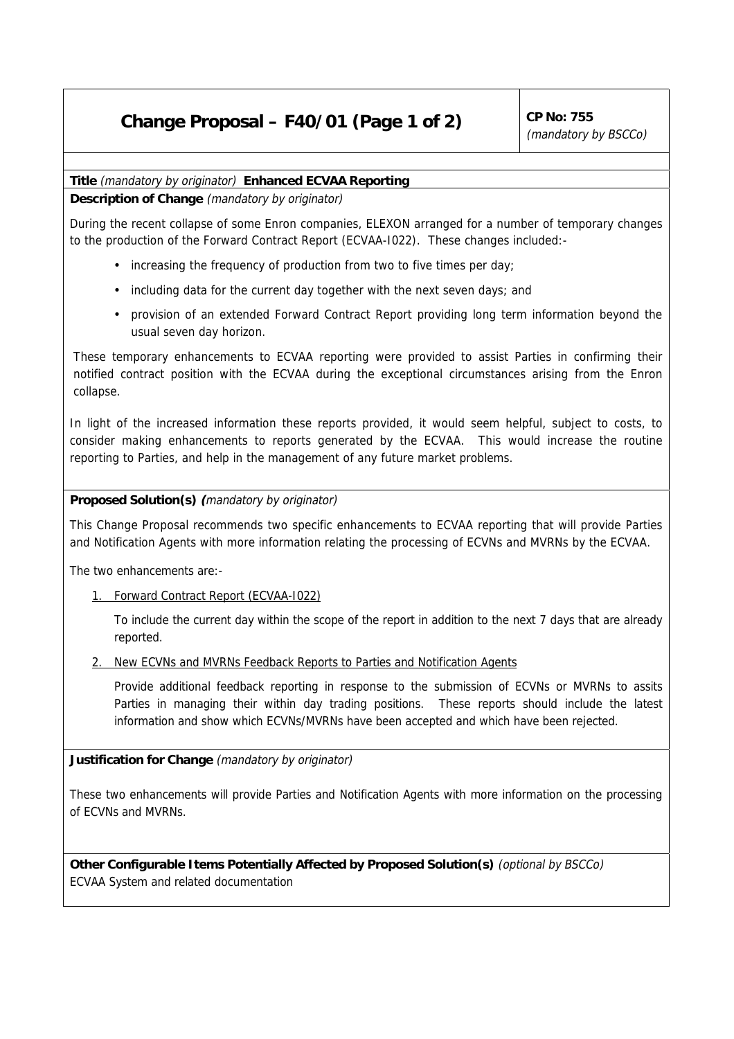# Change Proposal – F40/01 (Page 1 of 2)

**CP No: 755**
*(mandatory by BSCCo)*

**Title** *(mandatory by originator)* **Enhanced ECVAA Reporting**

**Description of Change** *(mandatory by originator)*

During the recent collapse of some Enron companies, ELEXON arranged for a number of temporary changes to the production of the Forward Contract Report (ECVAA-I022). These changes included:-

- increasing the frequency of production from two to five times per day;
- including data for the current day together with the next seven days; and
- provision of an extended Forward Contract Report providing long term information beyond the usual seven day horizon.

These temporary enhancements to ECVAA reporting were provided to assist Parties in confirming their notified contract position with the ECVAA during the exceptional circumstances arising from the Enron collapse.

In light of the increased information these reports provided, it would seem helpful, subject to costs, to consider making enhancements to reports generated by the ECVAA. This would increase the routine reporting to Parties, and help in the management of any future market problems.

**Proposed Solution(s)** *(mandatory by originator)*

This Change Proposal recommends two specific enhancements to ECVAA reporting that will provide Parties and Notification Agents with more information relating the processing of ECVNs and MVRNs by the ECVAA.

The two enhancements are:-

1. Forward Contract Report (ECVAA-I022)

   To include the current day within the scope of the report in addition to the next 7 days that are already reported.

2. New ECVNs and MVRNs Feedback Reports to Parties and Notification Agents

   Provide additional feedback reporting in response to the submission of ECVNs or MVRNs to assits Parties in managing their within day trading positions. These reports should include the latest information and show which ECVNs/MVRNs have been accepted and which have been rejected.

**Justification for Change** *(mandatory by originator)*

These two enhancements will provide Parties and Notification Agents with more information on the processing of ECVNs and MVRNs.

**Other Configurable Items Potentially Affected by Proposed Solution(s)** *(optional by BSCCo)*

ECVAA System and related documentation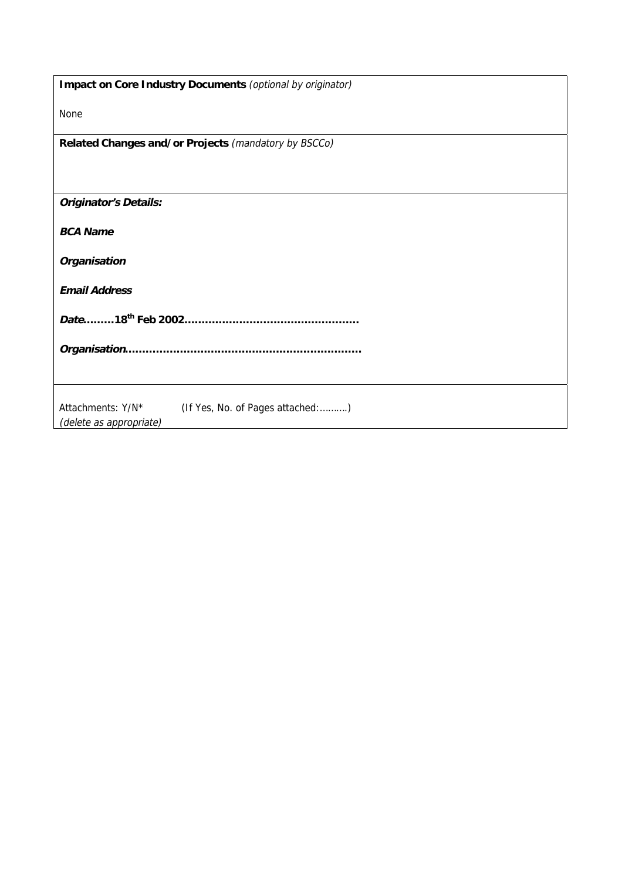**Impact on Core Industry Documents** *(optional by originator)*

None

**Related Changes and/or Projects** *(mandatory by BSCCo)*

***Originator's Details:***

***BCA Name***

***Organisation***

***Email Address***

***Date*……18th Feb 2002……………………………………………**

***Organisation*……………………………………………………………**

Attachments: Y/N* (If Yes, No. of Pages attached:……….)
*(delete as appropriate)*